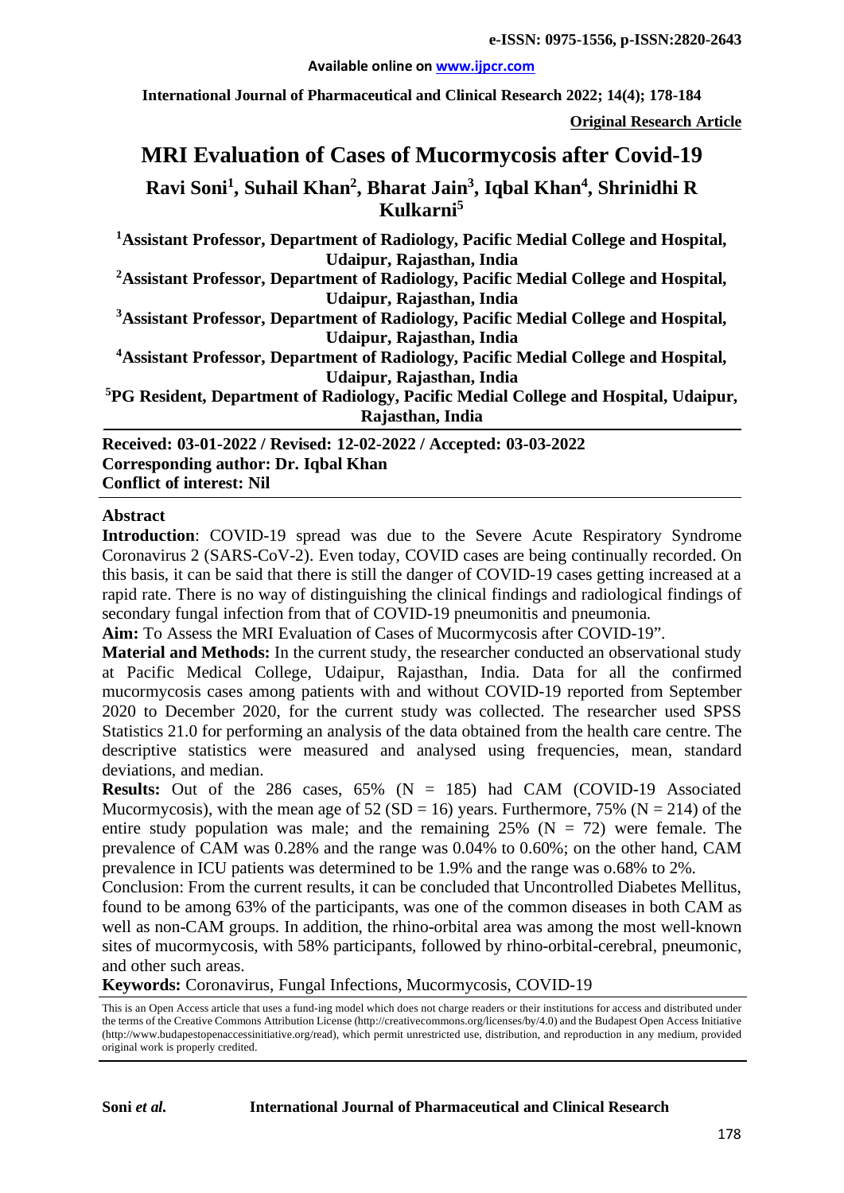**Available online on www.ijpcr.com**

**Original Research Article**

# MRI Evaluation of Cases of Mucormycosis after Covid-19

**Ravi Soni[1], Suhail Khan[2], Bharat Jain[3], Iqbal Khan[4], Shrinidhi R Kulkarni[5]**

**[1]Assistant Professor, Department of Radiology, Pacific Medial College and Hospital, Udaipur, Rajasthan, India**

**[2]Assistant Professor, Department of Radiology, Pacific Medial College and Hospital, Udaipur, Rajasthan, India**

**[3]Assistant Professor, Department of Radiology, Pacific Medial College and Hospital, Udaipur, Rajasthan, India**

**[4]Assistant Professor, Department of Radiology, Pacific Medial College and Hospital, Udaipur, Rajasthan, India**

**[5]PG Resident, Department of Radiology, Pacific Medial College and Hospital, Udaipur, Rajasthan, India**

**Received: 03-01-2022 / Revised: 12-02-2022 / Accepted: 03-03-2022**
**Corresponding author: Dr. Iqbal Khan**
**Conflict of interest: Nil**

## Abstract

**Introduction**: COVID-19 spread was due to the Severe Acute Respiratory Syndrome Coronavirus 2 (SARS-CoV-2). Even today, COVID cases are being continually recorded. On this basis, it can be said that there is still the danger of COVID-19 cases getting increased at a rapid rate. There is no way of distinguishing the clinical findings and radiological findings of secondary fungal infection from that of COVID-19 pneumonitis and pneumonia.

**Aim:** To Assess the MRI Evaluation of Cases of Mucormycosis after COVID-19".

**Material and Methods:** In the current study, the researcher conducted an observational study at Pacific Medical College, Udaipur, Rajasthan, India. Data for all the confirmed mucormycosis cases among patients with and without COVID-19 reported from September 2020 to December 2020, for the current study was collected. The researcher used SPSS Statistics 21.0 for performing an analysis of the data obtained from the health care centre. The descriptive statistics were measured and analysed using frequencies, mean, standard deviations, and median.

**Results:** Out of the 286 cases, 65% (N = 185) had CAM (COVID-19 Associated Mucormycosis), with the mean age of 52 (SD = 16) years. Furthermore, 75% (N = 214) of the entire study population was male; and the remaining 25% (N = 72) were female. The prevalence of CAM was 0.28% and the range was 0.04% to 0.60%; on the other hand, CAM prevalence in ICU patients was determined to be 1.9% and the range was o.68% to 2%.

Conclusion: From the current results, it can be concluded that Uncontrolled Diabetes Mellitus, found to be among 63% of the participants, was one of the common diseases in both CAM as well as non-CAM groups. In addition, the rhino-orbital area was among the most well-known sites of mucormycosis, with 58% participants, followed by rhino-orbital-cerebral, pneumonic, and other such areas.

**Keywords:** Coronavirus, Fungal Infections, Mucormycosis, COVID-19

This is an Open Access article that uses a fund-ing model which does not charge readers or their institutions for access and distributed under the terms of the Creative Commons Attribution License (http://creativecommons.org/licenses/by/4.0) and the Budapest Open Access Initiative (http://www.budapestopenaccessinitiative.org/read), which permit unrestricted use, distribution, and reproduction in any medium, provided original work is properly credited.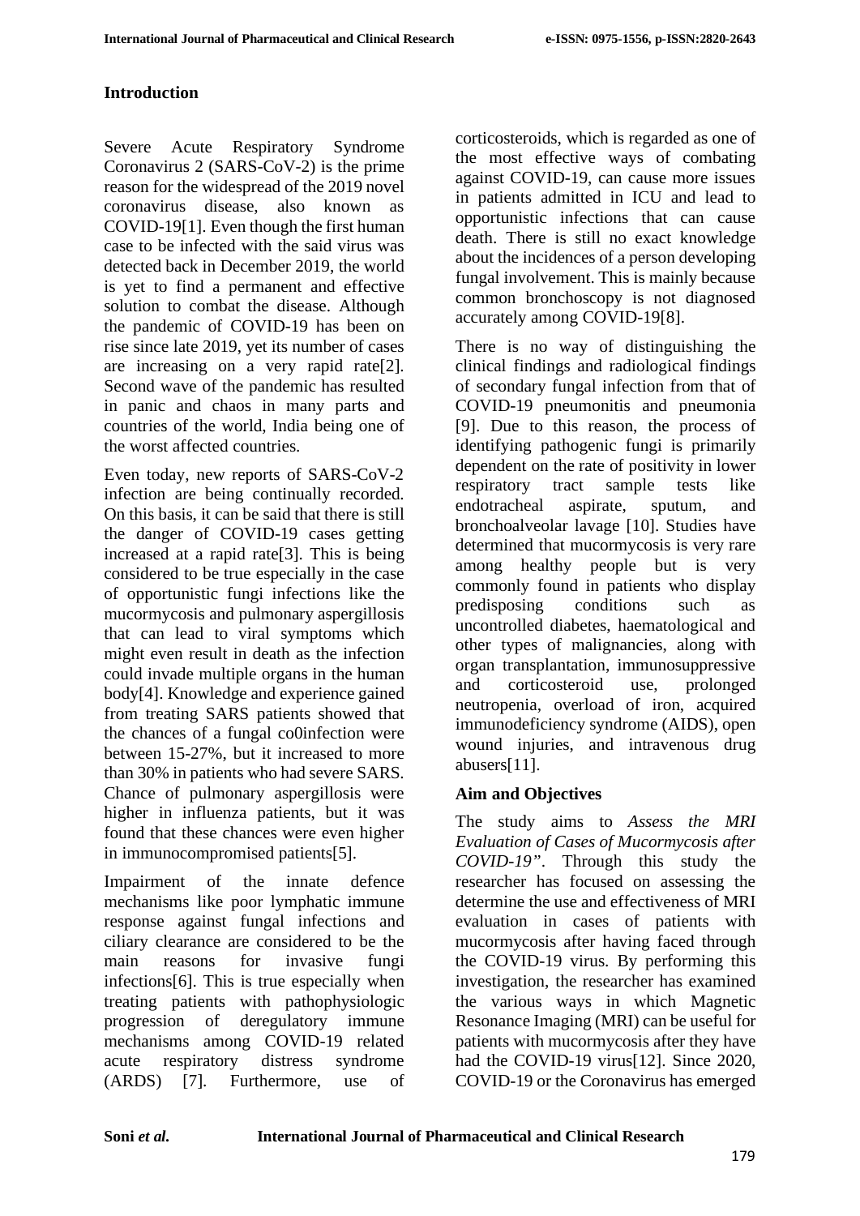## Introduction

Severe Acute Respiratory Syndrome Coronavirus 2 (SARS-CoV-2) is the prime reason for the widespread of the 2019 novel coronavirus disease, also known as COVID-19[1]. Even though the first human case to be infected with the said virus was detected back in December 2019, the world is yet to find a permanent and effective solution to combat the disease. Although the pandemic of COVID-19 has been on rise since late 2019, yet its number of cases are increasing on a very rapid rate[2]. Second wave of the pandemic has resulted in panic and chaos in many parts and countries of the world, India being one of the worst affected countries.

Even today, new reports of SARS-CoV-2 infection are being continually recorded. On this basis, it can be said that there is still the danger of COVID-19 cases getting increased at a rapid rate[3]. This is being considered to be true especially in the case of opportunistic fungi infections like the mucormycosis and pulmonary aspergillosis that can lead to viral symptoms which might even result in death as the infection could invade multiple organs in the human body[4]. Knowledge and experience gained from treating SARS patients showed that the chances of a fungal co0infection were between 15-27%, but it increased to more than 30% in patients who had severe SARS. Chance of pulmonary aspergillosis were higher in influenza patients, but it was found that these chances were even higher in immunocompromised patients[5].

Impairment of the innate defence mechanisms like poor lymphatic immune response against fungal infections and ciliary clearance are considered to be the main reasons for invasive fungi infections[6]. This is true especially when treating patients with pathophysiologic progression of deregulatory immune mechanisms among COVID-19 related acute respiratory distress syndrome (ARDS) [7]. Furthermore, use of corticosteroids, which is regarded as one of the most effective ways of combating against COVID-19, can cause more issues in patients admitted in ICU and lead to opportunistic infections that can cause death. There is still no exact knowledge about the incidences of a person developing fungal involvement. This is mainly because common bronchoscopy is not diagnosed accurately among COVID-19[8].

There is no way of distinguishing the clinical findings and radiological findings of secondary fungal infection from that of COVID-19 pneumonitis and pneumonia [9]. Due to this reason, the process of identifying pathogenic fungi is primarily dependent on the rate of positivity in lower respiratory tract sample tests like endotracheal aspirate, sputum, and bronchoalveolar lavage [10]. Studies have determined that mucormycosis is very rare among healthy people but is very commonly found in patients who display predisposing conditions such as uncontrolled diabetes, haematological and other types of malignancies, along with organ transplantation, immunosuppressive and corticosteroid use, prolonged neutropenia, overload of iron, acquired immunodeficiency syndrome (AIDS), open wound injuries, and intravenous drug abusers[11].

### Aim and Objectives

The study aims to *Assess the MRI Evaluation of Cases of Mucormycosis after COVID-19"*. Through this study the researcher has focused on assessing the determine the use and effectiveness of MRI evaluation in cases of patients with mucormycosis after having faced through the COVID-19 virus. By performing this investigation, the researcher has examined the various ways in which Magnetic Resonance Imaging (MRI) can be useful for patients with mucormycosis after they have had the COVID-19 virus[12]. Since 2020, COVID-19 or the Coronavirus has emerged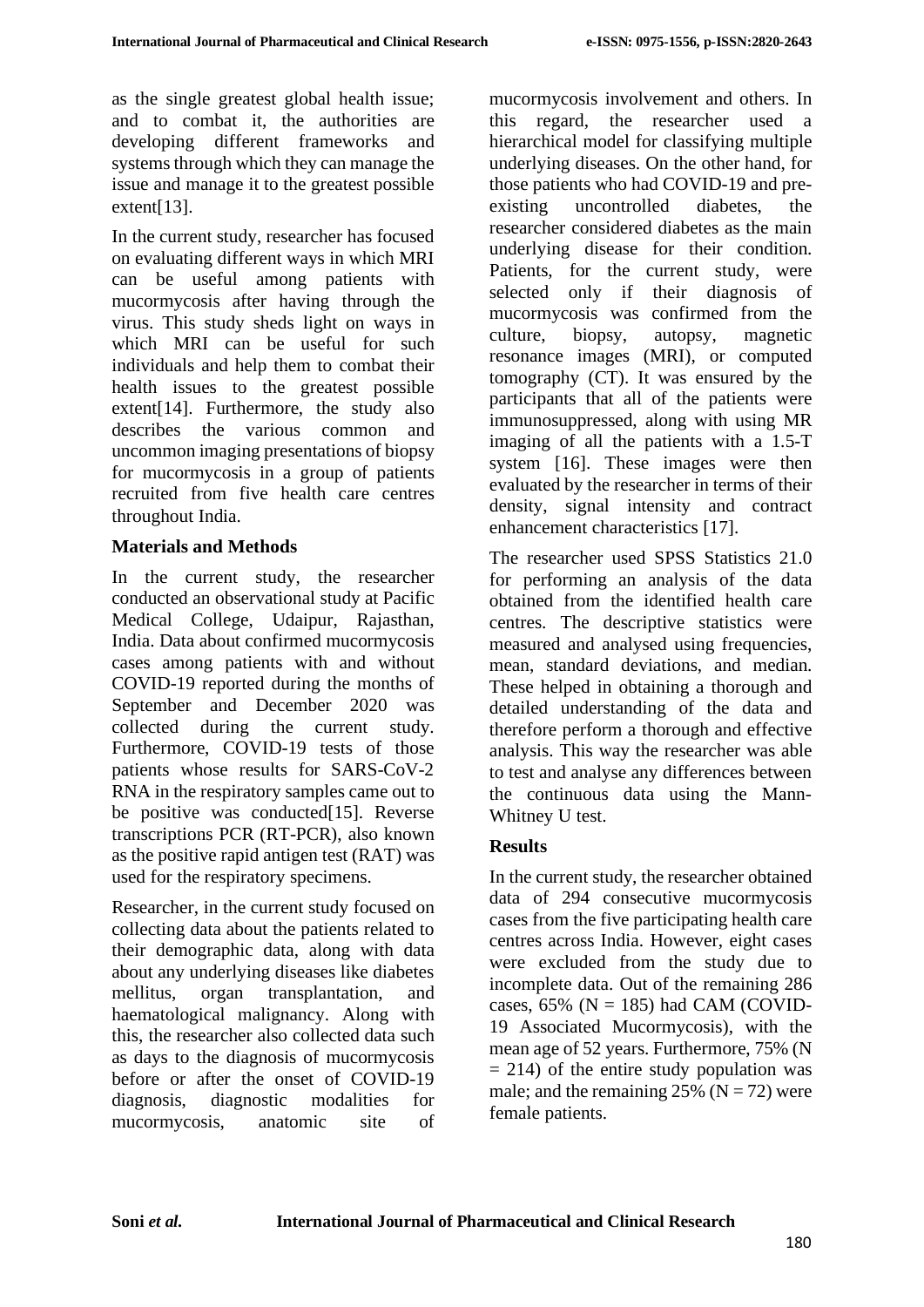as the single greatest global health issue; and to combat it, the authorities are developing different frameworks and systems through which they can manage the issue and manage it to the greatest possible extent[13].

In the current study, researcher has focused on evaluating different ways in which MRI can be useful among patients with mucormycosis after having through the virus. This study sheds light on ways in which MRI can be useful for such individuals and help them to combat their health issues to the greatest possible extent[14]. Furthermore, the study also describes the various common and uncommon imaging presentations of biopsy for mucormycosis in a group of patients recruited from five health care centres throughout India.

## Materials and Methods

In the current study, the researcher conducted an observational study at Pacific Medical College, Udaipur, Rajasthan, India. Data about confirmed mucormycosis cases among patients with and without COVID-19 reported during the months of September and December 2020 was collected during the current study. Furthermore, COVID-19 tests of those patients whose results for SARS-CoV-2 RNA in the respiratory samples came out to be positive was conducted[15]. Reverse transcriptions PCR (RT-PCR), also known as the positive rapid antigen test (RAT) was used for the respiratory specimens.

Researcher, in the current study focused on collecting data about the patients related to their demographic data, along with data about any underlying diseases like diabetes mellitus, organ transplantation, and haematological malignancy. Along with this, the researcher also collected data such as days to the diagnosis of mucormycosis before or after the onset of COVID-19 diagnosis, diagnostic modalities for mucormycosis, anatomic site of mucormycosis involvement and others. In this regard, the researcher used a hierarchical model for classifying multiple underlying diseases. On the other hand, for those patients who had COVID-19 and pre-existing uncontrolled diabetes, the researcher considered diabetes as the main underlying disease for their condition. Patients, for the current study, were selected only if their diagnosis of mucormycosis was confirmed from the culture, biopsy, autopsy, magnetic resonance images (MRI), or computed tomography (CT). It was ensured by the participants that all of the patients were immunosuppressed, along with using MR imaging of all the patients with a 1.5-T system [16]. These images were then evaluated by the researcher in terms of their density, signal intensity and contract enhancement characteristics [17].

The researcher used SPSS Statistics 21.0 for performing an analysis of the data obtained from the identified health care centres. The descriptive statistics were measured and analysed using frequencies, mean, standard deviations, and median. These helped in obtaining a thorough and detailed understanding of the data and therefore perform a thorough and effective analysis. This way the researcher was able to test and analyse any differences between the continuous data using the Mann-Whitney U test.

## Results

In the current study, the researcher obtained data of 294 consecutive mucormycosis cases from the five participating health care centres across India. However, eight cases were excluded from the study due to incomplete data. Out of the remaining 286 cases, 65% (N = 185) had CAM (COVID-19 Associated Mucormycosis), with the mean age of 52 years. Furthermore, 75% (N = 214) of the entire study population was male; and the remaining 25% (N = 72) were female patients.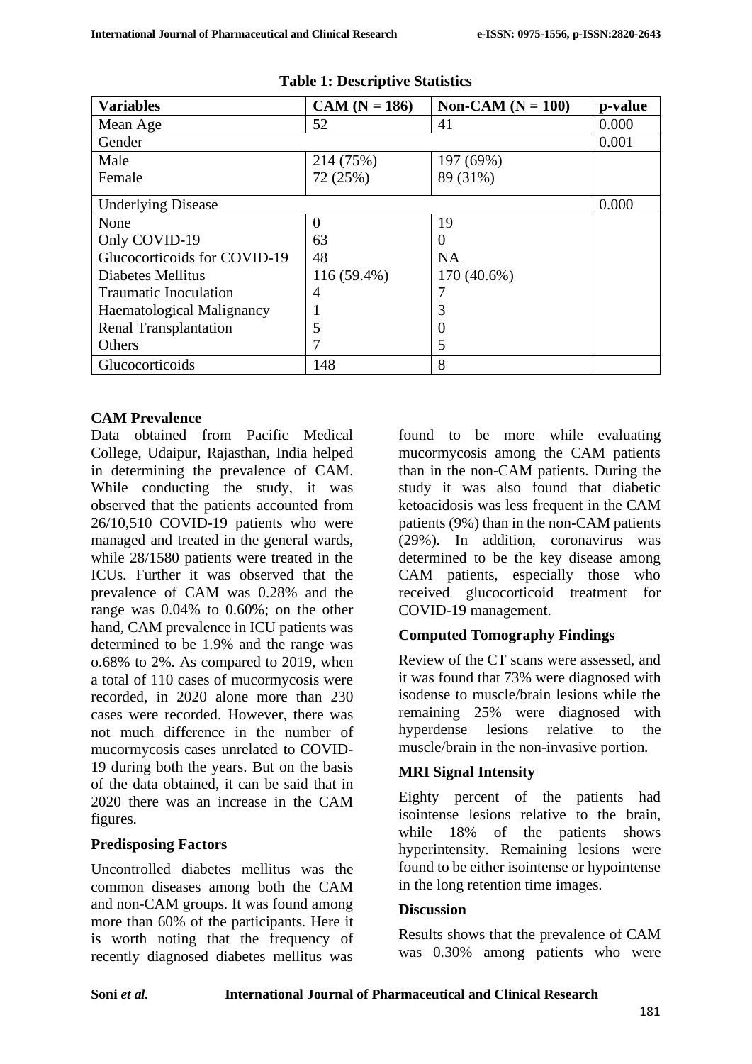**Table 1: Descriptive Statistics**

| Variables | CAM (N = 186) | Non-CAM (N = 100) | p-value |
|---|---|---|---|
| Mean Age | 52 | 41 | 0.000 |
| Gender | | | 0.001 |
| Male | 214 (75%) | 197 (69%) | |
| Female | 72 (25%) | 89 (31%) | |
| Underlying Disease | | | 0.000 |
| None | 0 | 19 | |
| Only COVID-19 | 63 | 0 | |
| Glucocorticoids for COVID-19 | 48 | NA | |
| Diabetes Mellitus | 116 (59.4%) | 170 (40.6%) | |
| Traumatic Inoculation | 4 | 7 | |
| Haematological Malignancy | 1 | 3 | |
| Renal Transplantation | 5 | 0 | |
| Others | 7 | 5 | |
| Glucocorticoids | 148 | 8 | |

### CAM Prevalence

Data obtained from Pacific Medical College, Udaipur, Rajasthan, India helped in determining the prevalence of CAM. While conducting the study, it was observed that the patients accounted from 26/10,510 COVID-19 patients who were managed and treated in the general wards, while 28/1580 patients were treated in the ICUs. Further it was observed that the prevalence of CAM was 0.28% and the range was 0.04% to 0.60%; on the other hand, CAM prevalence in ICU patients was determined to be 1.9% and the range was o.68% to 2%. As compared to 2019, when a total of 110 cases of mucormycosis were recorded, in 2020 alone more than 230 cases were recorded. However, there was not much difference in the number of mucormycosis cases unrelated to COVID-19 during both the years. But on the basis of the data obtained, it can be said that in 2020 there was an increase in the CAM figures.

### Predisposing Factors

Uncontrolled diabetes mellitus was the common diseases among both the CAM and non-CAM groups. It was found among more than 60% of the participants. Here it is worth noting that the frequency of recently diagnosed diabetes mellitus was found to be more while evaluating mucormycosis among the CAM patients than in the non-CAM patients. During the study it was also found that diabetic ketoacidosis was less frequent in the CAM patients (9%) than in the non-CAM patients (29%). In addition, coronavirus was determined to be the key disease among CAM patients, especially those who received glucocorticoid treatment for COVID-19 management.

### Computed Tomography Findings

Review of the CT scans were assessed, and it was found that 73% were diagnosed with isodense to muscle/brain lesions while the remaining 25% were diagnosed with hyperdense lesions relative to the muscle/brain in the non-invasive portion.

### MRI Signal Intensity

Eighty percent of the patients had isointense lesions relative to the brain, while 18% of the patients shows hyperintensity. Remaining lesions were found to be either isointense or hypointense in the long retention time images.

### Discussion

Results shows that the prevalence of CAM was 0.30% among patients who were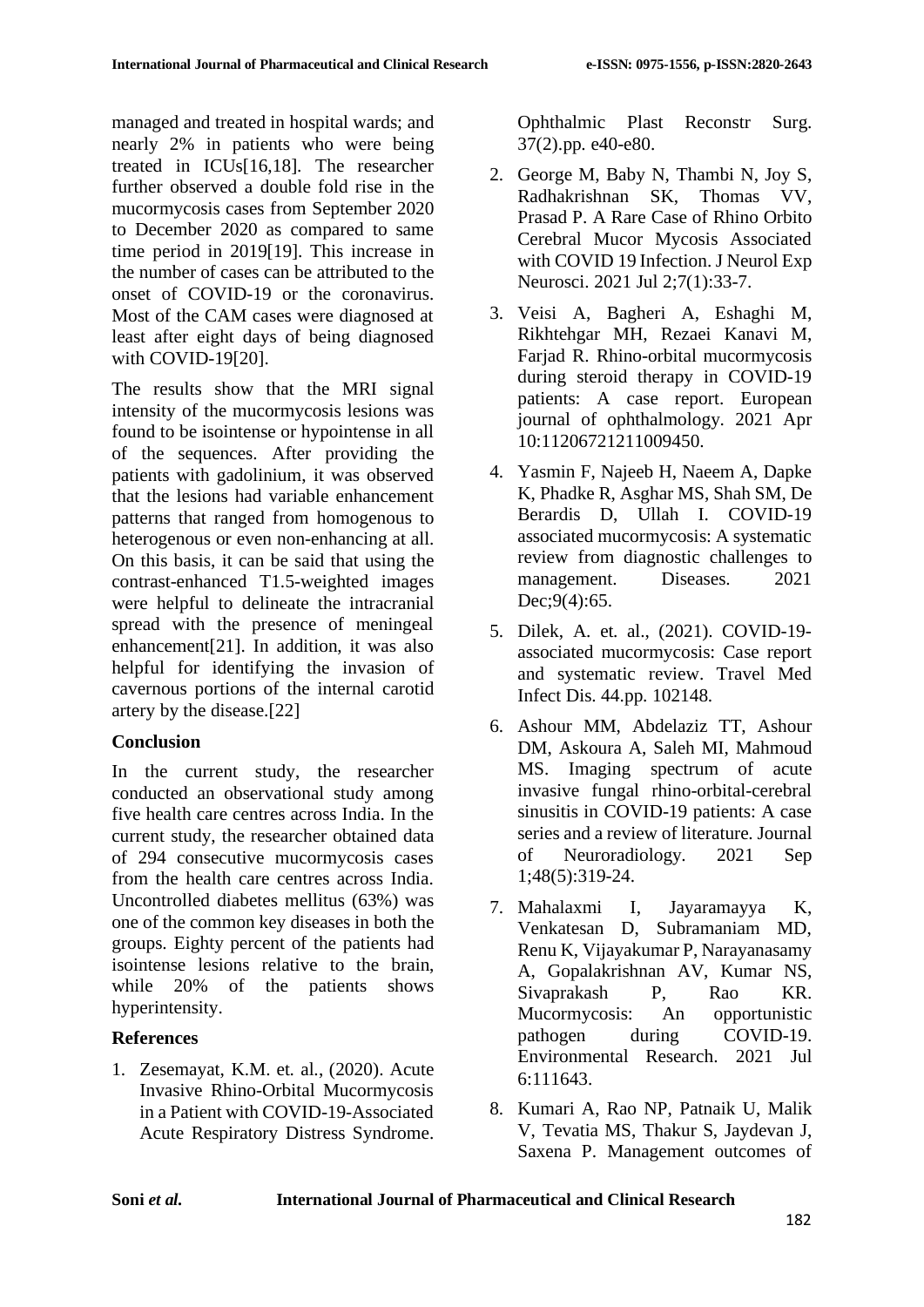managed and treated in hospital wards; and nearly 2% in patients who were being treated in ICUs[16,18]. The researcher further observed a double fold rise in the mucormycosis cases from September 2020 to December 2020 as compared to same time period in 2019[19]. This increase in the number of cases can be attributed to the onset of COVID-19 or the coronavirus. Most of the CAM cases were diagnosed at least after eight days of being diagnosed with COVID-19[20].

The results show that the MRI signal intensity of the mucormycosis lesions was found to be isointense or hypointense in all of the sequences. After providing the patients with gadolinium, it was observed that the lesions had variable enhancement patterns that ranged from homogenous to heterogenous or even non-enhancing at all. On this basis, it can be said that using the contrast-enhanced T1.5-weighted images were helpful to delineate the intracranial spread with the presence of meningeal enhancement[21]. In addition, it was also helpful for identifying the invasion of cavernous portions of the internal carotid artery by the disease.[22]

## Conclusion

In the current study, the researcher conducted an observational study among five health care centres across India. In the current study, the researcher obtained data of 294 consecutive mucormycosis cases from the health care centres across India. Uncontrolled diabetes mellitus (63%) was one of the common key diseases in both the groups. Eighty percent of the patients had isointense lesions relative to the brain, while 20% of the patients shows hyperintensity.

## References

1. Zesemayat, K.M. et. al., (2020). Acute Invasive Rhino-Orbital Mucormycosis in a Patient with COVID-19-Associated Acute Respiratory Distress Syndrome. Ophthalmic Plast Reconstr Surg. 37(2).pp. e40-e80.
2. George M, Baby N, Thambi N, Joy S, Radhakrishnan SK, Thomas VV, Prasad P. A Rare Case of Rhino Orbito Cerebral Mucor Mycosis Associated with COVID 19 Infection. J Neurol Exp Neurosci. 2021 Jul 2;7(1):33-7.
3. Veisi A, Bagheri A, Eshaghi M, Rikhtehgar MH, Rezaei Kanavi M, Farjad R. Rhino-orbital mucormycosis during steroid therapy in COVID-19 patients: A case report. European journal of ophthalmology. 2021 Apr 10:11206721211009450.
4. Yasmin F, Najeeb H, Naeem A, Dapke K, Phadke R, Asghar MS, Shah SM, De Berardis D, Ullah I. COVID-19 associated mucormycosis: A systematic review from diagnostic challenges to management. Diseases. 2021 Dec;9(4):65.
5. Dilek, A. et. al., (2021). COVID-19-associated mucormycosis: Case report and systematic review. Travel Med Infect Dis. 44.pp. 102148.
6. Ashour MM, Abdelaziz TT, Ashour DM, Askoura A, Saleh MI, Mahmoud MS. Imaging spectrum of acute invasive fungal rhino-orbital-cerebral sinusitis in COVID-19 patients: A case series and a review of literature. Journal of Neuroradiology. 2021 Sep 1;48(5):319-24.
7. Mahalaxmi I, Jayaramayya K, Venkatesan D, Subramaniam MD, Renu K, Vijayakumar P, Narayanasamy A, Gopalakrishnan AV, Kumar NS, Sivaprakash P, Rao KR. Mucormycosis: An opportunistic pathogen during COVID-19. Environmental Research. 2021 Jul 6:111643.
8. Kumari A, Rao NP, Patnaik U, Malik V, Tevatia MS, Thakur S, Jaydevan J, Saxena P. Management outcomes of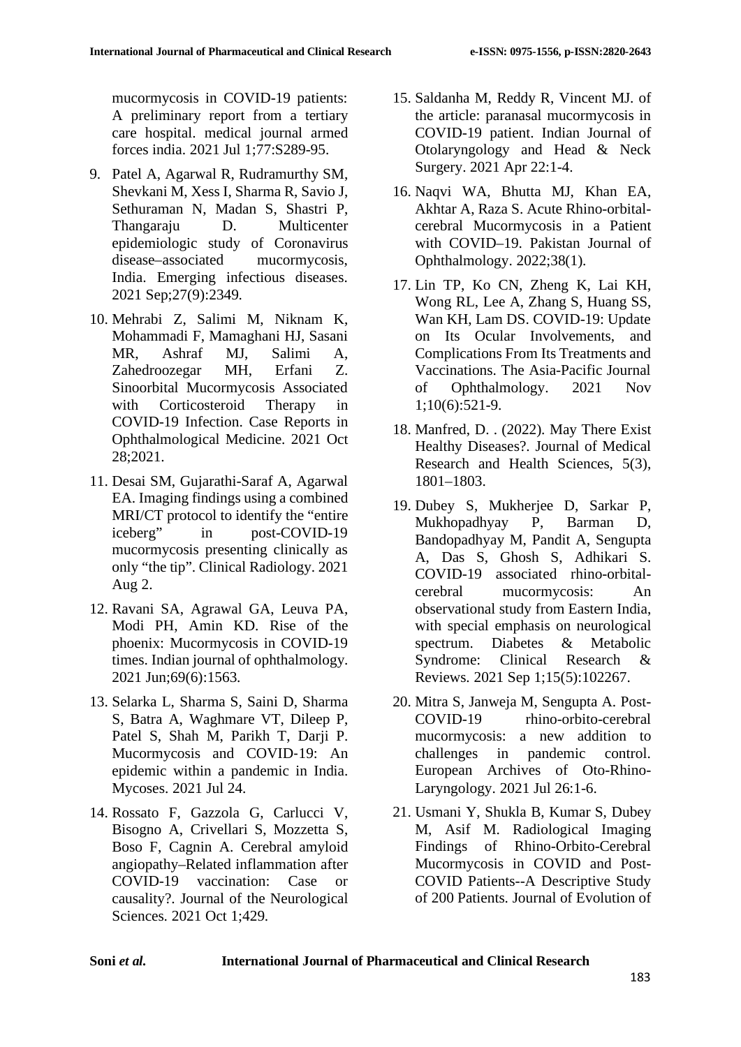mucormycosis in COVID-19 patients: A preliminary report from a tertiary care hospital. medical journal armed forces india. 2021 Jul 1;77:S289-95.

9. Patel A, Agarwal R, Rudramurthy SM, Shevkani M, Xess I, Sharma R, Savio J, Sethuraman N, Madan S, Shastri P, Thangaraju D. Multicenter epidemiologic study of Coronavirus disease–associated mucormycosis, India. Emerging infectious diseases. 2021 Sep;27(9):2349.
10. Mehrabi Z, Salimi M, Niknam K, Mohammadi F, Mamaghani HJ, Sasani MR, Ashraf MJ, Salimi A, Zahedroozegar MH, Erfani Z. Sinoorbital Mucormycosis Associated with Corticosteroid Therapy in COVID-19 Infection. Case Reports in Ophthalmological Medicine. 2021 Oct 28;2021.
11. Desai SM, Gujarathi-Saraf A, Agarwal EA. Imaging findings using a combined MRI/CT protocol to identify the "entire iceberg" in post-COVID-19 mucormycosis presenting clinically as only "the tip". Clinical Radiology. 2021 Aug 2.
12. Ravani SA, Agrawal GA, Leuva PA, Modi PH, Amin KD. Rise of the phoenix: Mucormycosis in COVID-19 times. Indian journal of ophthalmology. 2021 Jun;69(6):1563.
13. Selarka L, Sharma S, Saini D, Sharma S, Batra A, Waghmare VT, Dileep P, Patel S, Shah M, Parikh T, Darji P. Mucormycosis and COVID‐19: An epidemic within a pandemic in India. Mycoses. 2021 Jul 24.
14. Rossato F, Gazzola G, Carlucci V, Bisogno A, Crivellari S, Mozzetta S, Boso F, Cagnin A. Cerebral amyloid angiopathy–Related inflammation after COVID-19 vaccination: Case or causality?. Journal of the Neurological Sciences. 2021 Oct 1;429.
15. Saldanha M, Reddy R, Vincent MJ. of the article: paranasal mucormycosis in COVID-19 patient. Indian Journal of Otolaryngology and Head & Neck Surgery. 2021 Apr 22:1-4.
16. Naqvi WA, Bhutta MJ, Khan EA, Akhtar A, Raza S. Acute Rhino-orbital-cerebral Mucormycosis in a Patient with COVID–19. Pakistan Journal of Ophthalmology. 2022;38(1).
17. Lin TP, Ko CN, Zheng K, Lai KH, Wong RL, Lee A, Zhang S, Huang SS, Wan KH, Lam DS. COVID-19: Update on Its Ocular Involvements, and Complications From Its Treatments and Vaccinations. The Asia-Pacific Journal of Ophthalmology. 2021 Nov 1;10(6):521-9.
18. Manfred, D. . (2022). May There Exist Healthy Diseases?. Journal of Medical Research and Health Sciences, 5(3), 1801–1803.
19. Dubey S, Mukherjee D, Sarkar P, Mukhopadhyay P, Barman D, Bandopadhyay M, Pandit A, Sengupta A, Das S, Ghosh S, Adhikari S. COVID-19 associated rhino-orbital-cerebral mucormycosis: An observational study from Eastern India, with special emphasis on neurological spectrum. Diabetes & Metabolic Syndrome: Clinical Research & Reviews. 2021 Sep 1;15(5):102267.
20. Mitra S, Janweja M, Sengupta A. Post-COVID-19 rhino-orbito-cerebral mucormycosis: a new addition to challenges in pandemic control. European Archives of Oto-Rhino-Laryngology. 2021 Jul 26:1-6.
21. Usmani Y, Shukla B, Kumar S, Dubey M, Asif M. Radiological Imaging Findings of Rhino-Orbito-Cerebral Mucormycosis in COVID and Post-COVID Patients--A Descriptive Study of 200 Patients. Journal of Evolution of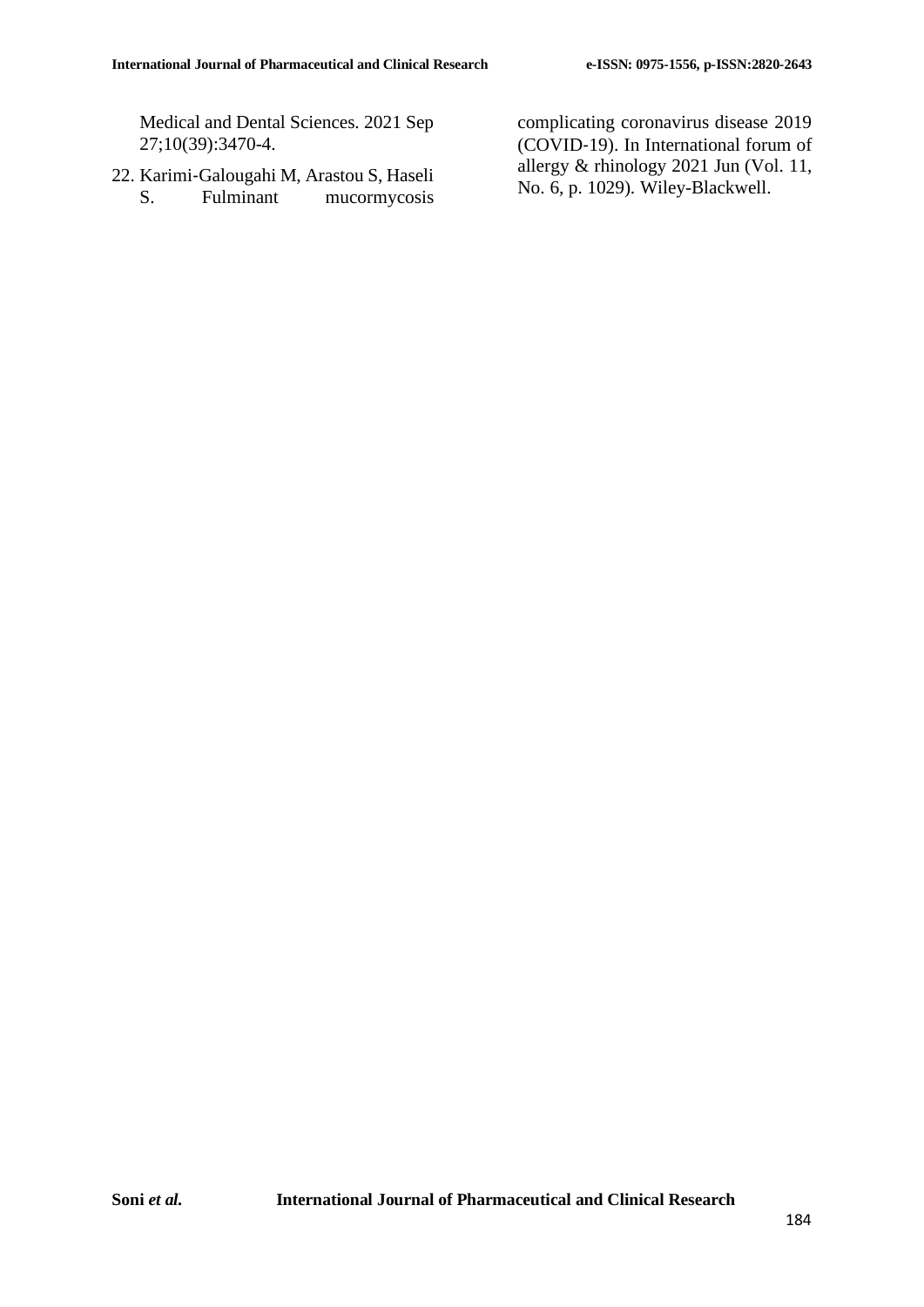Medical and Dental Sciences. 2021 Sep 27;10(39):3470-4.

22. Karimi‐Galougahi M, Arastou S, Haseli S. Fulminant mucormycosis complicating coronavirus disease 2019 (COVID‐19). In International forum of allergy & rhinology 2021 Jun (Vol. 11, No. 6, p. 1029). Wiley‐Blackwell.